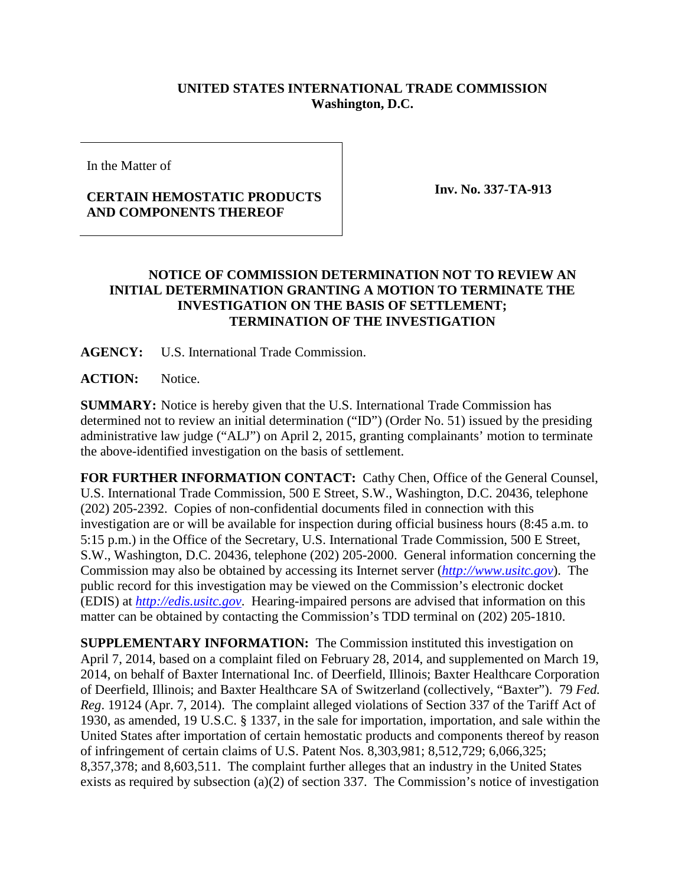**UNITED STATES INTERNATIONAL TRADE COMMISSION**
**Washington, D.C.**

In the Matter of

**CERTAIN HEMOSTATIC PRODUCTS AND COMPONENTS THEREOF**

**Inv. No. 337-TA-913**

**NOTICE OF COMMISSION DETERMINATION NOT TO REVIEW AN INITIAL DETERMINATION GRANTING A MOTION TO TERMINATE THE INVESTIGATION ON THE BASIS OF SETTLEMENT; TERMINATION OF THE INVESTIGATION**

**AGENCY:** U.S. International Trade Commission.

**ACTION:** Notice.

**SUMMARY:** Notice is hereby given that the U.S. International Trade Commission has determined not to review an initial determination ("ID") (Order No. 51) issued by the presiding administrative law judge ("ALJ") on April 2, 2015, granting complainants' motion to terminate the above-identified investigation on the basis of settlement.

**FOR FURTHER INFORMATION CONTACT:** Cathy Chen, Office of the General Counsel, U.S. International Trade Commission, 500 E Street, S.W., Washington, D.C. 20436, telephone (202) 205-2392. Copies of non-confidential documents filed in connection with this investigation are or will be available for inspection during official business hours (8:45 a.m. to 5:15 p.m.) in the Office of the Secretary, U.S. International Trade Commission, 500 E Street, S.W., Washington, D.C. 20436, telephone (202) 205-2000. General information concerning the Commission may also be obtained by accessing its Internet server (*http://www.usitc.gov*). The public record for this investigation may be viewed on the Commission's electronic docket (EDIS) at *http://edis.usitc.gov*. Hearing-impaired persons are advised that information on this matter can be obtained by contacting the Commission's TDD terminal on (202) 205-1810.

**SUPPLEMENTARY INFORMATION:** The Commission instituted this investigation on April 7, 2014, based on a complaint filed on February 28, 2014, and supplemented on March 19, 2014, on behalf of Baxter International Inc. of Deerfield, Illinois; Baxter Healthcare Corporation of Deerfield, Illinois; and Baxter Healthcare SA of Switzerland (collectively, "Baxter"). 79 *Fed. Reg*. 19124 (Apr. 7, 2014). The complaint alleged violations of Section 337 of the Tariff Act of 1930, as amended, 19 U.S.C. § 1337, in the sale for importation, importation, and sale within the United States after importation of certain hemostatic products and components thereof by reason of infringement of certain claims of U.S. Patent Nos. 8,303,981; 8,512,729; 6,066,325; 8,357,378; and 8,603,511. The complaint further alleges that an industry in the United States exists as required by subsection (a)(2) of section 337. The Commission's notice of investigation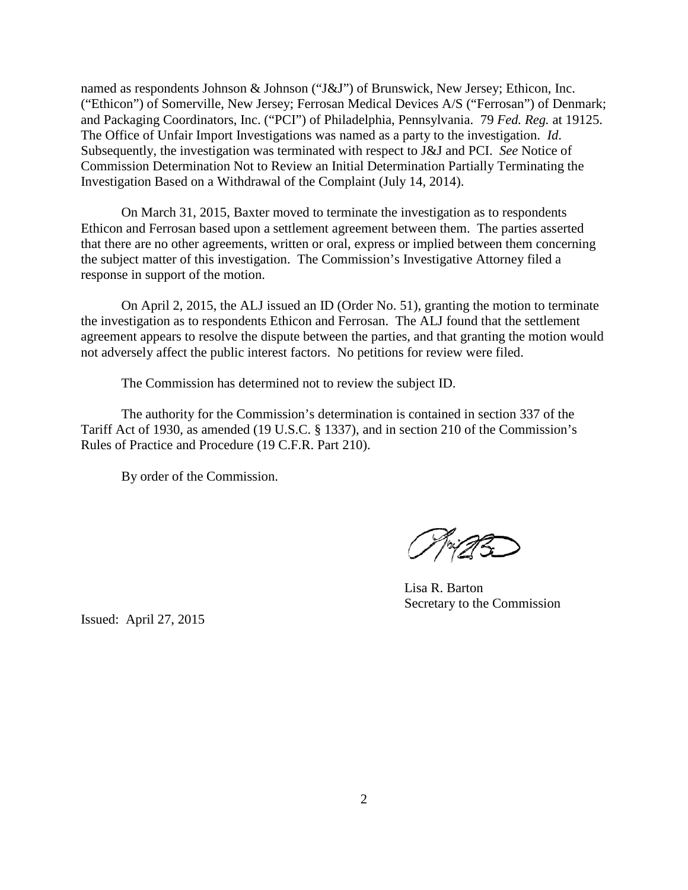named as respondents Johnson & Johnson ("J&J") of Brunswick, New Jersey; Ethicon, Inc. ("Ethicon") of Somerville, New Jersey; Ferrosan Medical Devices A/S ("Ferrosan") of Denmark; and Packaging Coordinators, Inc. ("PCI") of Philadelphia, Pennsylvania. 79 *Fed. Reg.* at 19125. The Office of Unfair Import Investigations was named as a party to the investigation. *Id*. Subsequently, the investigation was terminated with respect to J&J and PCI. *See* Notice of Commission Determination Not to Review an Initial Determination Partially Terminating the Investigation Based on a Withdrawal of the Complaint (July 14, 2014).

On March 31, 2015, Baxter moved to terminate the investigation as to respondents Ethicon and Ferrosan based upon a settlement agreement between them. The parties asserted that there are no other agreements, written or oral, express or implied between them concerning the subject matter of this investigation. The Commission's Investigative Attorney filed a response in support of the motion.

On April 2, 2015, the ALJ issued an ID (Order No. 51), granting the motion to terminate the investigation as to respondents Ethicon and Ferrosan. The ALJ found that the settlement agreement appears to resolve the dispute between the parties, and that granting the motion would not adversely affect the public interest factors. No petitions for review were filed.

The Commission has determined not to review the subject ID.

The authority for the Commission's determination is contained in section 337 of the Tariff Act of 1930, as amended (19 U.S.C. § 1337), and in section 210 of the Commission's Rules of Practice and Procedure (19 C.F.R. Part 210).

By order of the Commission.

Lisa R. Barton
Secretary to the Commission

Issued: April 27, 2015